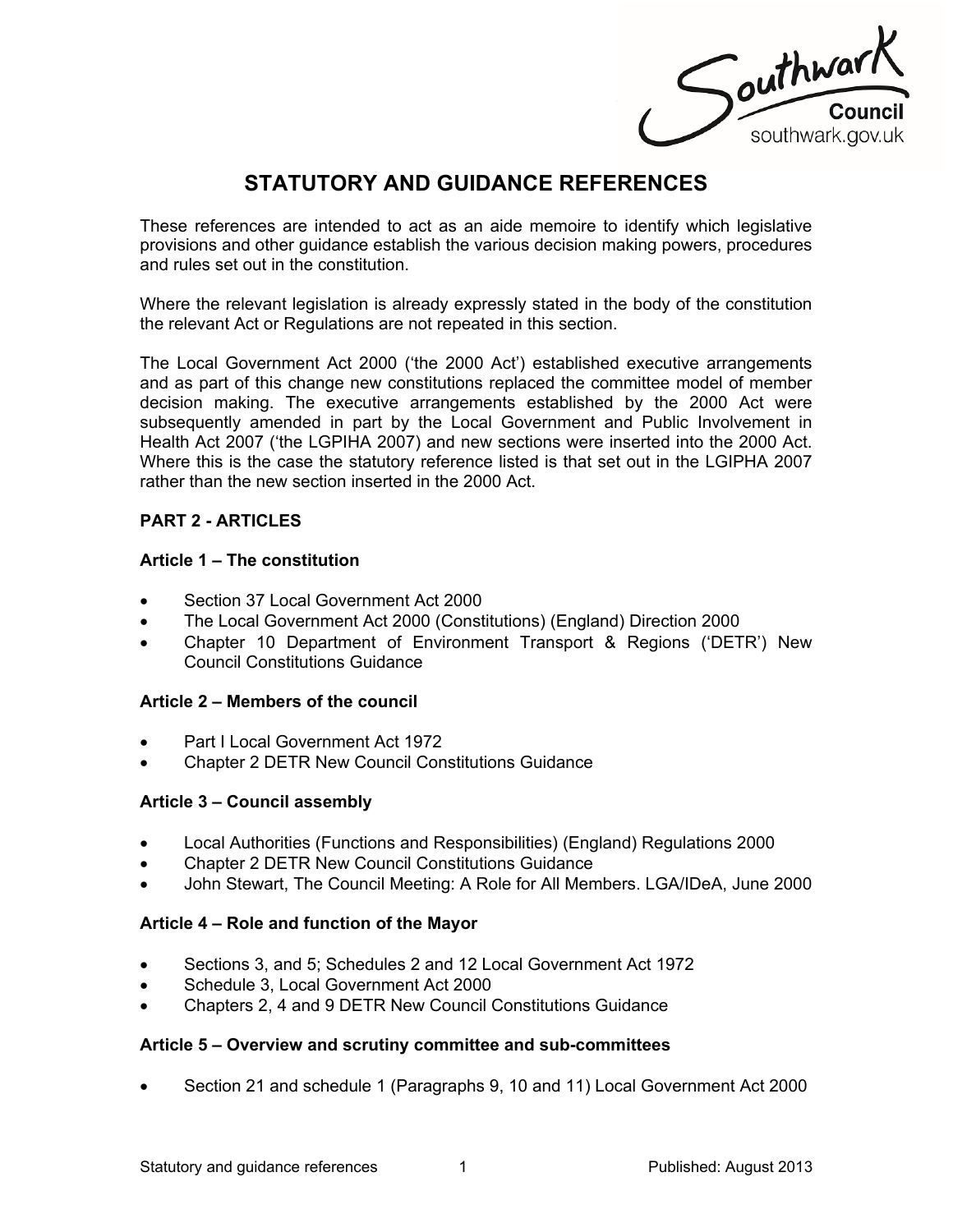# STATUTORY AND GUIDANCE REFERENCES

These references are intended to act as an aide memoire to identify which legislative provisions and other guidance establish the various decision making powers, procedures and rules set out in the constitution.

Where the relevant legislation is already expressly stated in the body of the constitution the relevant Act or Regulations are not repeated in this section.

The Local Government Act 2000 ('the 2000 Act') established executive arrangements and as part of this change new constitutions replaced the committee model of member decision making. The executive arrangements established by the 2000 Act were subsequently amended in part by the Local Government and Public Involvement in Health Act 2007 ('the LGPIHA 2007) and new sections were inserted into the 2000 Act. Where this is the case the statutory reference listed is that set out in the LGIPHA 2007 rather than the new section inserted in the 2000 Act.

## PART 2 - ARTICLES

### Article 1 – The constitution

- Section 37 Local Government Act 2000
- The Local Government Act 2000 (Constitutions) (England) Direction 2000
- Chapter 10 Department of Environment Transport & Regions ('DETR') New Council Constitutions Guidance

### Article 2 – Members of the council

- Part I Local Government Act 1972
- Chapter 2 DETR New Council Constitutions Guidance

### Article 3 – Council assembly

- Local Authorities (Functions and Responsibilities) (England) Regulations 2000
- Chapter 2 DETR New Council Constitutions Guidance
- John Stewart, The Council Meeting: A Role for All Members. LGA/IDeA, June 2000

### Article 4 – Role and function of the Mayor

- Sections 3, and 5; Schedules 2 and 12 Local Government Act 1972
- Schedule 3, Local Government Act 2000
- Chapters 2, 4 and 9 DETR New Council Constitutions Guidance

### Article 5 – Overview and scrutiny committee and sub-committees

- Section 21 and schedule 1 (Paragraphs 9, 10 and 11) Local Government Act 2000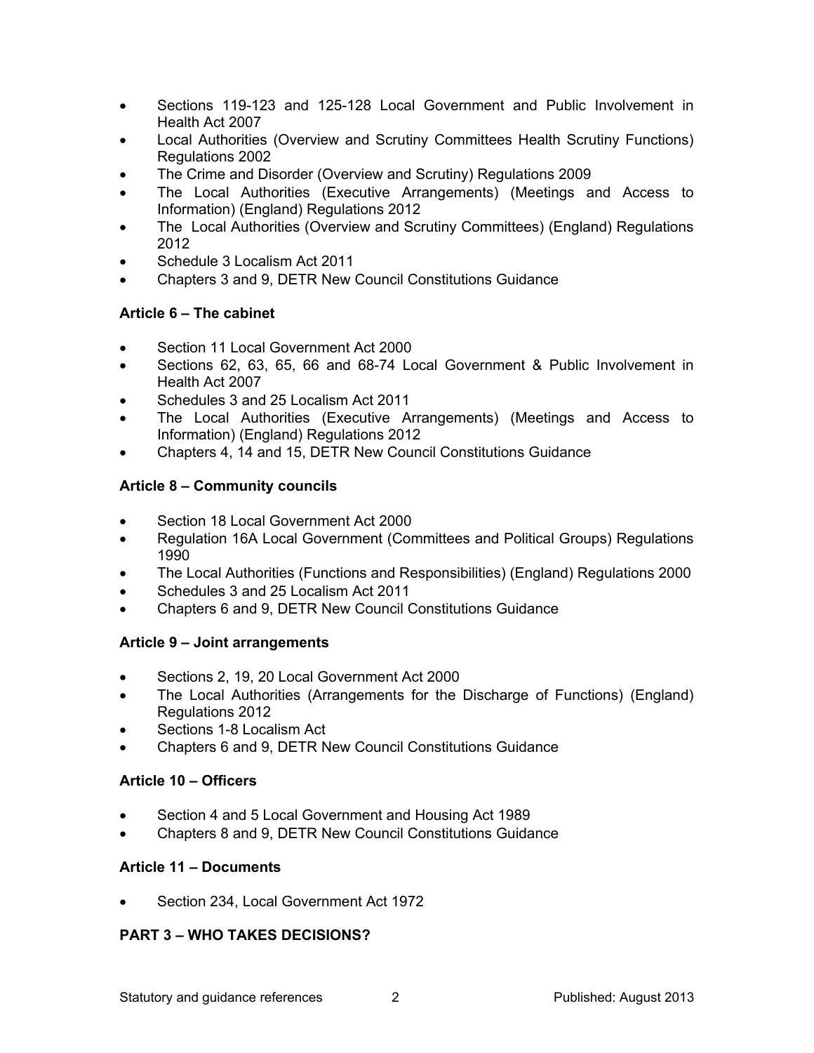- Sections 119-123 and 125-128 Local Government and Public Involvement in Health Act 2007
- Local Authorities (Overview and Scrutiny Committees Health Scrutiny Functions) Regulations 2002
- The Crime and Disorder (Overview and Scrutiny) Regulations 2009
- The Local Authorities (Executive Arrangements) (Meetings and Access to Information) (England) Regulations 2012
- The Local Authorities (Overview and Scrutiny Committees) (England) Regulations 2012
- Schedule 3 Localism Act 2011
- Chapters 3 and 9, DETR New Council Constitutions Guidance

**Article 6 – The cabinet**

- Section 11 Local Government Act 2000
- Sections 62, 63, 65, 66 and 68-74 Local Government & Public Involvement in Health Act 2007
- Schedules 3 and 25 Localism Act 2011
- The Local Authorities (Executive Arrangements) (Meetings and Access to Information) (England) Regulations 2012
- Chapters 4, 14 and 15, DETR New Council Constitutions Guidance

**Article 8 – Community councils**

- Section 18 Local Government Act 2000
- Regulation 16A Local Government (Committees and Political Groups) Regulations 1990
- The Local Authorities (Functions and Responsibilities) (England) Regulations 2000
- Schedules 3 and 25 Localism Act 2011
- Chapters 6 and 9, DETR New Council Constitutions Guidance

**Article 9 – Joint arrangements**

- Sections 2, 19, 20 Local Government Act 2000
- The Local Authorities (Arrangements for the Discharge of Functions) (England) Regulations 2012
- Sections 1-8 Localism Act
- Chapters 6 and 9, DETR New Council Constitutions Guidance

**Article 10 – Officers**

- Section 4 and 5 Local Government and Housing Act 1989
- Chapters 8 and 9, DETR New Council Constitutions Guidance

**Article 11 – Documents**

- Section 234, Local Government Act 1972

**PART 3 – WHO TAKES DECISIONS?**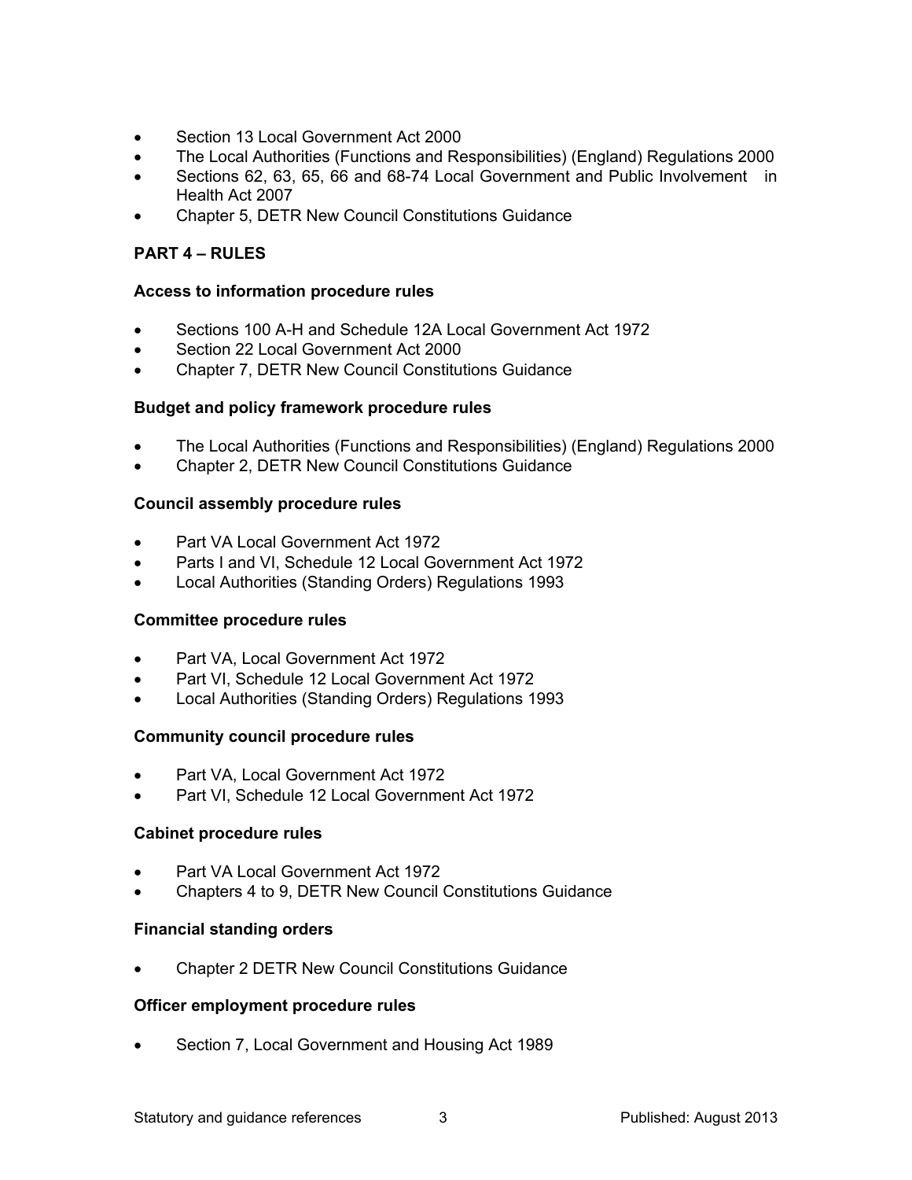- Section 13 Local Government Act 2000
- The Local Authorities (Functions and Responsibilities) (England) Regulations 2000
- Sections 62, 63, 65, 66 and 68-74 Local Government and Public Involvement in Health Act 2007
- Chapter 5, DETR New Council Constitutions Guidance

## PART 4 – RULES

### Access to information procedure rules

- Sections 100 A-H and Schedule 12A Local Government Act 1972
- Section 22 Local Government Act 2000
- Chapter 7, DETR New Council Constitutions Guidance

### Budget and policy framework procedure rules

- The Local Authorities (Functions and Responsibilities) (England) Regulations 2000
- Chapter 2, DETR New Council Constitutions Guidance

### Council assembly procedure rules

- Part VA Local Government Act 1972
- Parts I and VI, Schedule 12 Local Government Act 1972
- Local Authorities (Standing Orders) Regulations 1993

### Committee procedure rules

- Part VA, Local Government Act 1972
- Part VI, Schedule 12 Local Government Act 1972
- Local Authorities (Standing Orders) Regulations 1993

### Community council procedure rules

- Part VA, Local Government Act 1972
- Part VI, Schedule 12 Local Government Act 1972

### Cabinet procedure rules

- Part VA Local Government Act 1972
- Chapters 4 to 9, DETR New Council Constitutions Guidance

### Financial standing orders

- Chapter 2 DETR New Council Constitutions Guidance

### Officer employment procedure rules

- Section 7, Local Government and Housing Act 1989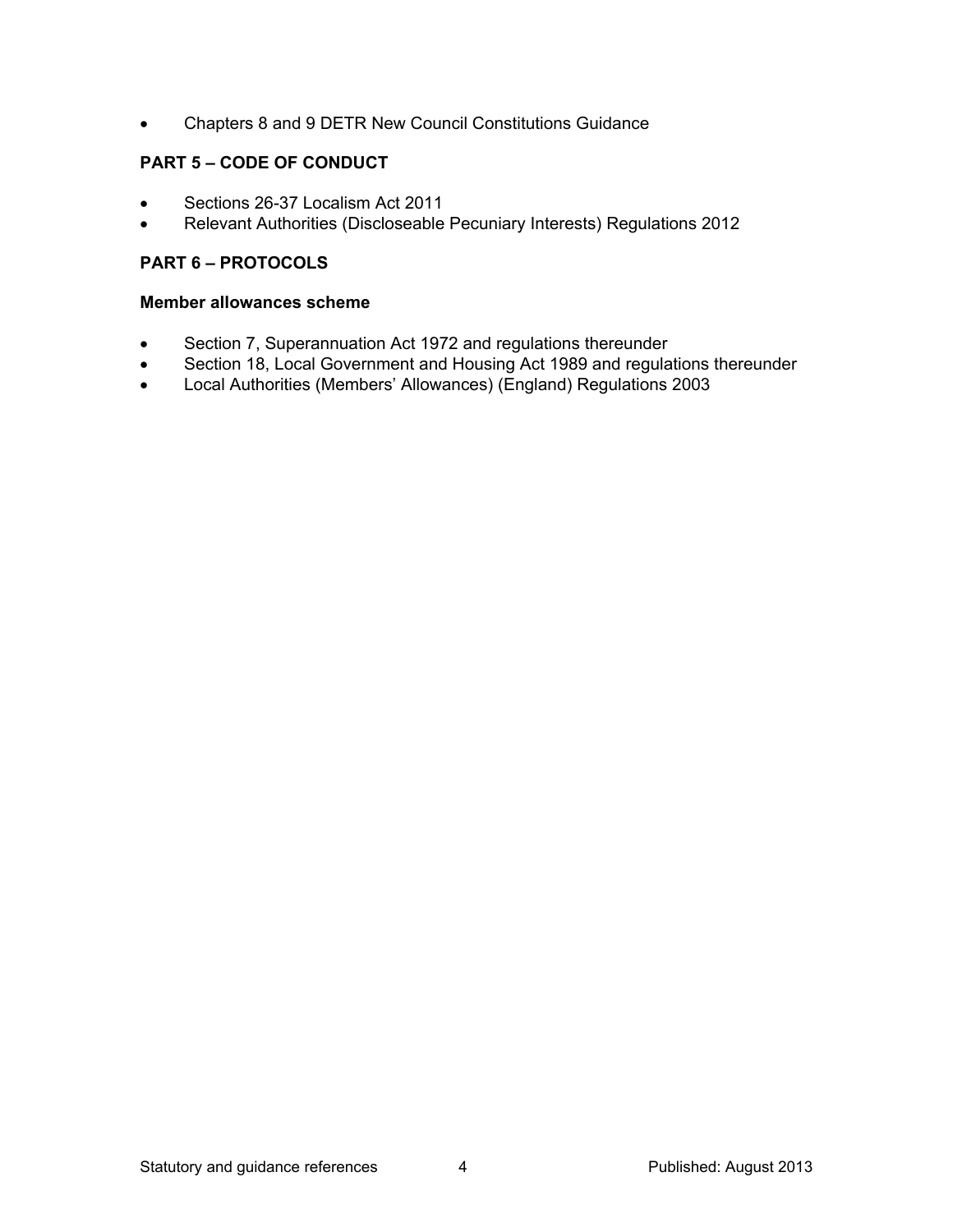- Chapters 8 and 9 DETR New Council Constitutions Guidance

## PART 5 – CODE OF CONDUCT

- Sections 26-37 Localism Act 2011
- Relevant Authorities (Discloseable Pecuniary Interests) Regulations 2012

## PART 6 – PROTOCOLS

### Member allowances scheme

- Section 7, Superannuation Act 1972 and regulations thereunder
- Section 18, Local Government and Housing Act 1989 and regulations thereunder
- Local Authorities (Members' Allowances) (England) Regulations 2003